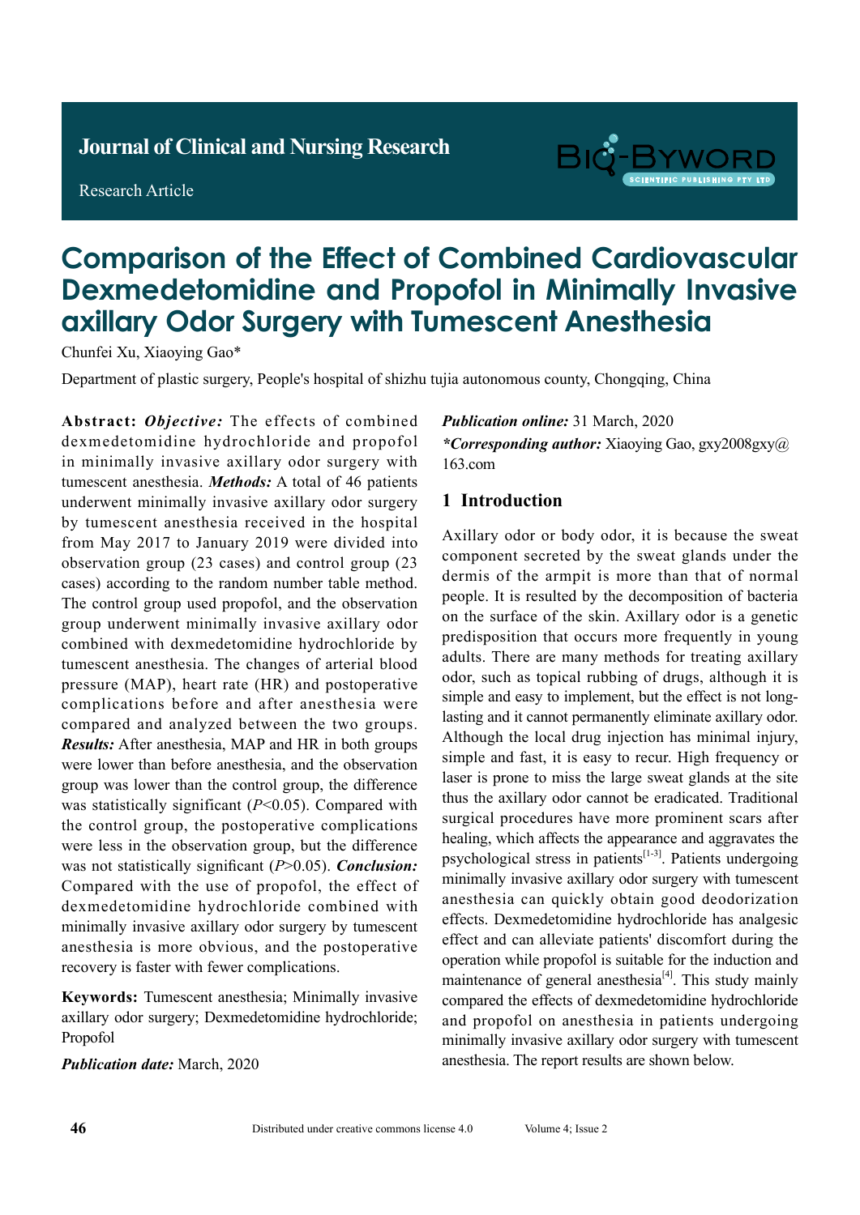Journal of Clinical and Nursing Research

Research Article

# Comparison of the Effect of Combined Cardiovascular Dexmedetomidine and Propofol in Minimally Invasive axillary Odor Surgery with Tumescent Anesthesia

Chunfei Xu, Xiaoying Gao*

Department of plastic surgery, People's hospital of shizhu tujia autonomous county, Chongqing, China

**Abstract:** ***Objective:*** The effects of combined dexmedetomidine hydrochloride and propofol in minimally invasive axillary odor surgery with tumescent anesthesia. ***Methods:*** A total of 46 patients underwent minimally invasive axillary odor surgery by tumescent anesthesia received in the hospital from May 2017 to January 2019 were divided into observation group (23 cases) and control group (23 cases) according to the random number table method. The control group used propofol, and the observation group underwent minimally invasive axillary odor combined with dexmedetomidine hydrochloride by tumescent anesthesia. The changes of arterial blood pressure (MAP), heart rate (HR) and postoperative complications before and after anesthesia were compared and analyzed between the two groups. ***Results:*** After anesthesia, MAP and HR in both groups were lower than before anesthesia, and the observation group was lower than the control group, the difference was statistically significant ($P<0.05$). Compared with the control group, the postoperative complications were less in the observation group, but the difference was not statistically significant ($P>0.05$). ***Conclusion:*** Compared with the use of propofol, the effect of dexmedetomidine hydrochloride combined with minimally invasive axillary odor surgery by tumescent anesthesia is more obvious, and the postoperative recovery is faster with fewer complications.

**Keywords:** Tumescent anesthesia; Minimally invasive axillary odor surgery; Dexmedetomidine hydrochloride; Propofol

***Publication date:*** March, 2020

***Publication online:*** 31 March, 2020

***\*Corresponding author:*** Xiaoying Gao, gxy2008gxy@163.com

## 1 Introduction

Axillary odor or body odor, it is because the sweat component secreted by the sweat glands under the dermis of the armpit is more than that of normal people. It is resulted by the decomposition of bacteria on the surface of the skin. Axillary odor is a genetic predisposition that occurs more frequently in young adults. There are many methods for treating axillary odor, such as topical rubbing of drugs, although it is simple and easy to implement, but the effect is not long-lasting and it cannot permanently eliminate axillary odor. Although the local drug injection has minimal injury, simple and fast, it is easy to recur. High frequency or laser is prone to miss the large sweat glands at the site thus the axillary odor cannot be eradicated. Traditional surgical procedures have more prominent scars after healing, which affects the appearance and aggravates the psychological stress in patients[1-3]. Patients undergoing minimally invasive axillary odor surgery with tumescent anesthesia can quickly obtain good deodorization effects. Dexmedetomidine hydrochloride has analgesic effect and can alleviate patients' discomfort during the operation while propofol is suitable for the induction and maintenance of general anesthesia[4]. This study mainly compared the effects of dexmedetomidine hydrochloride and propofol on anesthesia in patients undergoing minimally invasive axillary odor surgery with tumescent anesthesia. The report results are shown below.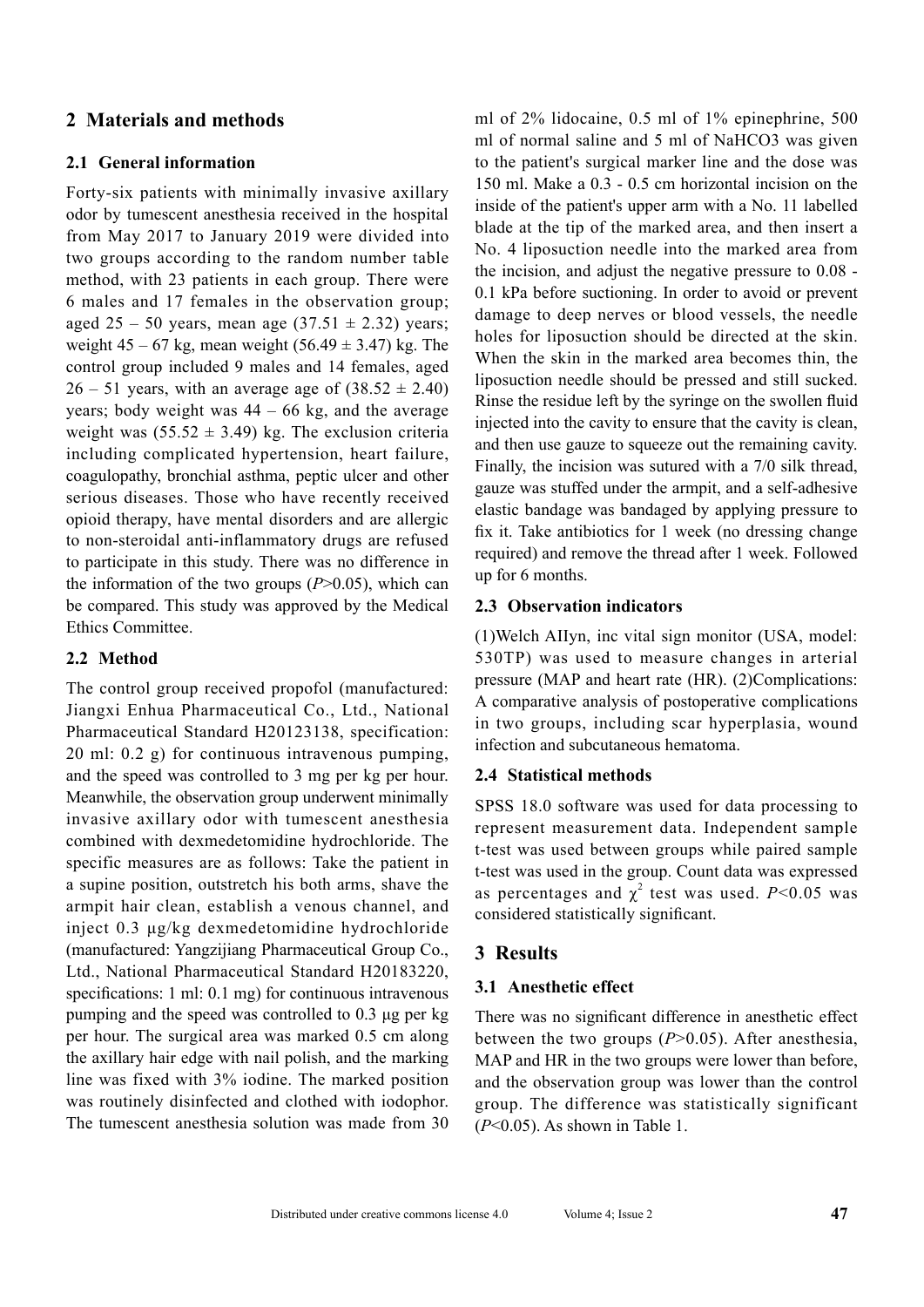## 2 Materials and methods

### 2.1 General information

Forty-six patients with minimally invasive axillary odor by tumescent anesthesia received in the hospital from May 2017 to January 2019 were divided into two groups according to the random number table method, with 23 patients in each group. There were 6 males and 17 females in the observation group; aged 25 – 50 years, mean age (37.51 ± 2.32) years; weight 45 – 67 kg, mean weight (56.49 ± 3.47) kg. The control group included 9 males and 14 females, aged 26 – 51 years, with an average age of (38.52 ± 2.40) years; body weight was 44 – 66 kg, and the average weight was (55.52 ± 3.49) kg. The exclusion criteria including complicated hypertension, heart failure, coagulopathy, bronchial asthma, peptic ulcer and other serious diseases. Those who have recently received opioid therapy, have mental disorders and are allergic to non-steroidal anti-inflammatory drugs are refused to participate in this study. There was no difference in the information of the two groups ($P$>0.05), which can be compared. This study was approved by the Medical Ethics Committee.

### 2.2 Method

The control group received propofol (manufactured: Jiangxi Enhua Pharmaceutical Co., Ltd., National Pharmaceutical Standard H20123138, specification: 20 ml: 0.2 g) for continuous intravenous pumping, and the speed was controlled to 3 mg per kg per hour. Meanwhile, the observation group underwent minimally invasive axillary odor with tumescent anesthesia combined with dexmedetomidine hydrochloride. The specific measures are as follows: Take the patient in a supine position, outstretch his both arms, shave the armpit hair clean, establish a venous channel, and inject 0.3 µg/kg dexmedetomidine hydrochloride (manufactured: Yangzijiang Pharmaceutical Group Co., Ltd., National Pharmaceutical Standard H20183220, specifications: 1 ml: 0.1 mg) for continuous intravenous pumping and the speed was controlled to 0.3 µg per kg per hour. The surgical area was marked 0.5 cm along the axillary hair edge with nail polish, and the marking line was fixed with 3% iodine. The marked position was routinely disinfected and clothed with iodophor. The tumescent anesthesia solution was made from 30 ml of 2% lidocaine, 0.5 ml of 1% epinephrine, 500 ml of normal saline and 5 ml of $NaHCO_3$ was given to the patient's surgical marker line and the dose was 150 ml. Make a 0.3 - 0.5 cm horizontal incision on the inside of the patient's upper arm with a No. 11 labelled blade at the tip of the marked area, and then insert a No. 4 liposuction needle into the marked area from the incision, and adjust the negative pressure to 0.08 - 0.1 kPa before suctioning. In order to avoid or prevent damage to deep nerves or blood vessels, the needle holes for liposuction should be directed at the skin. When the skin in the marked area becomes thin, the liposuction needle should be pressed and still sucked. Rinse the residue left by the syringe on the swollen fluid injected into the cavity to ensure that the cavity is clean, and then use gauze to squeeze out the remaining cavity. Finally, the incision was sutured with a 7/0 silk thread, gauze was stuffed under the armpit, and a self-adhesive elastic bandage was bandaged by applying pressure to fix it. Take antibiotics for 1 week (no dressing change required) and remove the thread after 1 week. Followed up for 6 months.

### 2.3 Observation indicators

(1)Welch AIlyn, inc vital sign monitor (USA, model: 530TP) was used to measure changes in arterial pressure (MAP and heart rate (HR). (2)Complications: A comparative analysis of postoperative complications in two groups, including scar hyperplasia, wound infection and subcutaneous hematoma.

### 2.4 Statistical methods

SPSS 18.0 software was used for data processing to represent measurement data. Independent sample t-test was used between groups while paired sample t-test was used in the group. Count data was expressed as percentages and $\chi^2$ test was used. $P$<0.05 was considered statistically significant.

## 3 Results

### 3.1 Anesthetic effect

There was no significant difference in anesthetic effect between the two groups ($P$>0.05). After anesthesia, MAP and HR in the two groups were lower than before, and the observation group was lower than the control group. The difference was statistically significant ($P$<0.05). As shown in Table 1.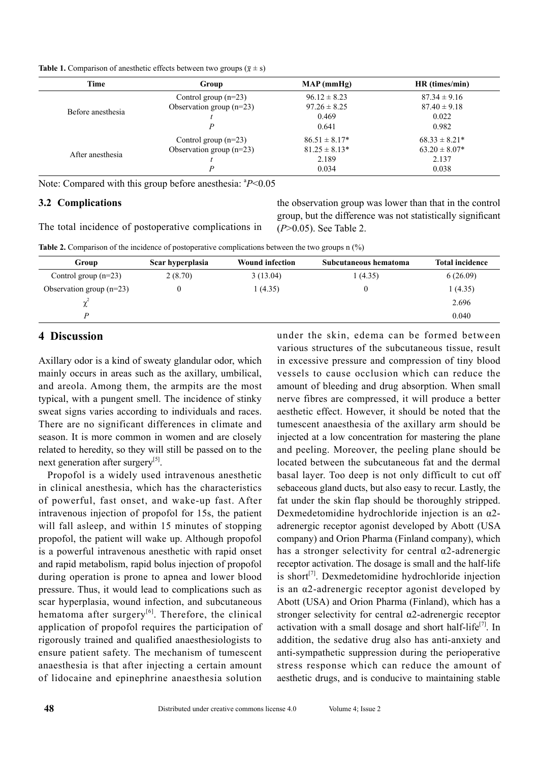**Table 1.** Comparison of anesthetic effects between two groups ($\bar{x} \pm s$)

| Time | Group | MAP (mmHg) | HR (times/min) |
|---|---|---|---|
| Before anesthesia | Control group (n=23) | 96.12 ± 8.23 | 87.34 ± 9.16 |
| | Observation group (n=23) | 97.26 ± 8.25 | 87.40 ± 9.18 |
| | *t* | 0.469 | 0.022 |
| | *P* | 0.641 | 0.982 |
| After anesthesia | Control group (n=23) | 86.51 ± 8.17* | 68.33 ± 8.21* |
| | Observation group (n=23) | 81.25 ± 8.13* | 63.20 ± 8.07* |
| | *t* | 2.189 | 2.137 |
| | *P* | 0.034 | 0.038 |

Note: Compared with this group before anesthesia: [a]$P<0.05$

### 3.2 Complications

The total incidence of postoperative complications in the observation group was lower than that in the control group, but the difference was not statistically significant ($P>0.05$). See Table 2.

**Table 2.** Comparison of the incidence of postoperative complications between the two groups n (%)

| Group | Scar hyperplasia | Wound infection | Subcutaneous hematoma | Total incidence |
|---|---|---|---|---|
| Control group (n=23) | 2 (8.70) | 3 (13.04) | 1 (4.35) | 6 (26.09) |
| Observation group (n=23) | 0 | 1 (4.35) | 0 | 1 (4.35) |
| $\chi^2$ | | | | 2.696 |
| *P* | | | | 0.040 |

## 4 Discussion

Axillary odor is a kind of sweaty glandular odor, which mainly occurs in areas such as the axillary, umbilical, and areola. Among them, the armpits are the most typical, with a pungent smell. The incidence of stinky sweat signs varies according to individuals and races. There are no significant differences in climate and season. It is more common in women and are closely related to heredity, so they will still be passed on to the next generation after surgery[5].

Propofol is a widely used intravenous anesthetic in clinical anesthesia, which has the characteristics of powerful, fast onset, and wake-up fast. After intravenous injection of propofol for 15s, the patient will fall asleep, and within 15 minutes of stopping propofol, the patient will wake up. Although propofol is a powerful intravenous anesthetic with rapid onset and rapid metabolism, rapid bolus injection of propofol during operation is prone to apnea and lower blood pressure. Thus, it would lead to complications such as scar hyperplasia, wound infection, and subcutaneous hematoma after surgery[6]. Therefore, the clinical application of propofol requires the participation of rigorously trained and qualified anaesthesiologists to ensure patient safety. The mechanism of tumescent anaesthesia is that after injecting a certain amount of lidocaine and epinephrine anaesthesia solution under the skin, edema can be formed between various structures of the subcutaneous tissue, result in excessive pressure and compression of tiny blood vessels to cause occlusion which can reduce the amount of bleeding and drug absorption. When small nerve fibres are compressed, it will produce a better aesthetic effect. However, it should be noted that the tumescent anaesthesia of the axillary arm should be injected at a low concentration for mastering the plane and peeling. Moreover, the peeling plane should be located between the subcutaneous fat and the dermal basal layer. Too deep is not only difficult to cut off sebaceous gland ducts, but also easy to recur. Lastly, the fat under the skin flap should be thoroughly stripped. Dexmedetomidine hydrochloride injection is an α2-adrenergic receptor agonist developed by Abott (USA company) and Orion Pharma (Finland company), which has a stronger selectivity for central α2-adrenergic receptor activation. The dosage is small and the half-life is short[7]. Dexmedetomidine hydrochloride injection is an α2-adrenergic receptor agonist developed by Abott (USA) and Orion Pharma (Finland), which has a stronger selectivity for central α2-adrenergic receptor activation with a small dosage and short half-life[7]. In addition, the sedative drug also has anti-anxiety and anti-sympathetic suppression during the perioperative stress response which can reduce the amount of aesthetic drugs, and is conducive to maintaining stable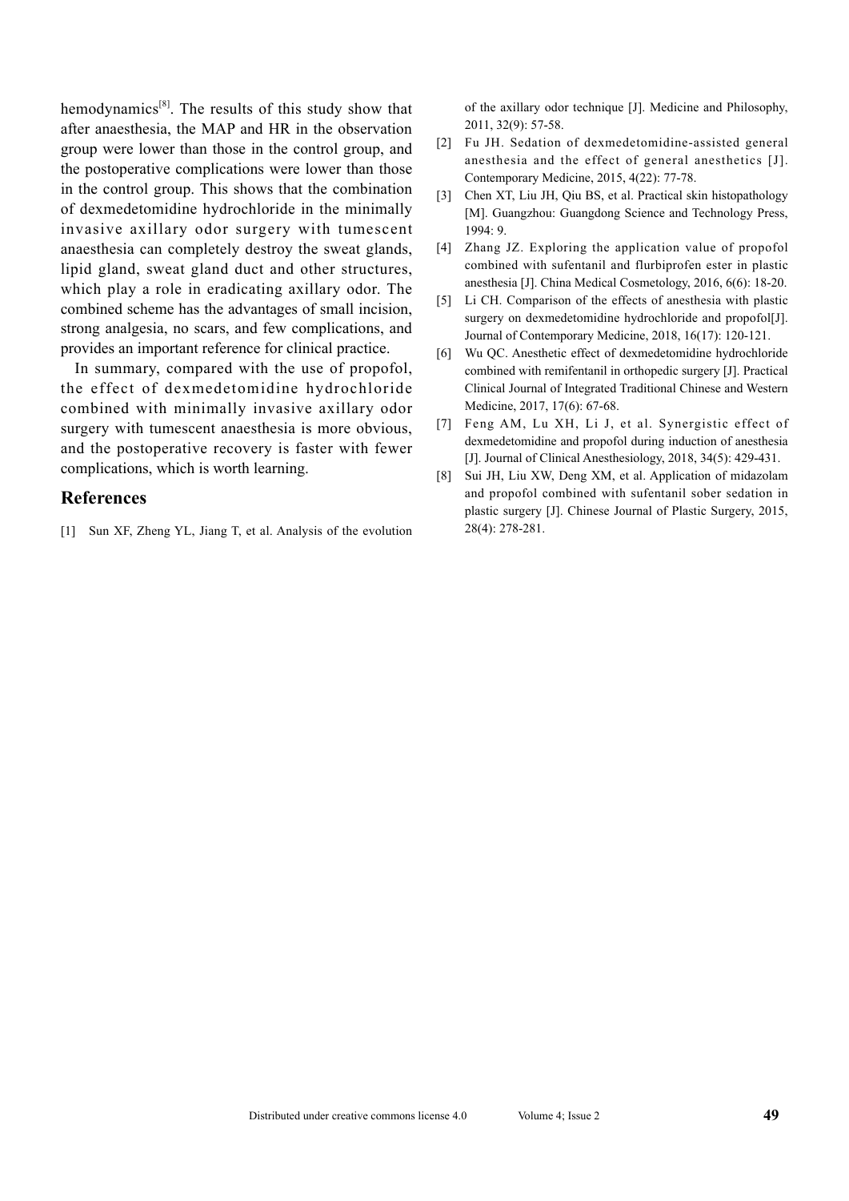hemodynamics[8]. The results of this study show that after anaesthesia, the MAP and HR in the observation group were lower than those in the control group, and the postoperative complications were lower than those in the control group. This shows that the combination of dexmedetomidine hydrochloride in the minimally invasive axillary odor surgery with tumescent anaesthesia can completely destroy the sweat glands, lipid gland, sweat gland duct and other structures, which play a role in eradicating axillary odor. The combined scheme has the advantages of small incision, strong analgesia, no scars, and few complications, and provides an important reference for clinical practice.

In summary, compared with the use of propofol, the effect of dexmedetomidine hydrochloride combined with minimally invasive axillary odor surgery with tumescent anaesthesia is more obvious, and the postoperative recovery is faster with fewer complications, which is worth learning.

## References

[1] Sun XF, Zheng YL, Jiang T, et al. Analysis of the evolution of the axillary odor technique [J]. Medicine and Philosophy, 2011, 32(9): 57-58.

[2] Fu JH. Sedation of dexmedetomidine-assisted general anesthesia and the effect of general anesthetics [J]. Contemporary Medicine, 2015, 4(22): 77-78.

[3] Chen XT, Liu JH, Qiu BS, et al. Practical skin histopathology [M]. Guangzhou: Guangdong Science and Technology Press, 1994: 9.

[4] Zhang JZ. Exploring the application value of propofol combined with sufentanil and flurbiprofen ester in plastic anesthesia [J]. China Medical Cosmetology, 2016, 6(6): 18-20.

[5] Li CH. Comparison of the effects of anesthesia with plastic surgery on dexmedetomidine hydrochloride and propofol[J]. Journal of Contemporary Medicine, 2018, 16(17): 120-121.

[6] Wu QC. Anesthetic effect of dexmedetomidine hydrochloride combined with remifentanil in orthopedic surgery [J]. Practical Clinical Journal of Integrated Traditional Chinese and Western Medicine, 2017, 17(6): 67-68.

[7] Feng AM, Lu XH, Li J, et al. Synergistic effect of dexmedetomidine and propofol during induction of anesthesia [J]. Journal of Clinical Anesthesiology, 2018, 34(5): 429-431.

[8] Sui JH, Liu XW, Deng XM, et al. Application of midazolam and propofol combined with sufentanil sober sedation in plastic surgery [J]. Chinese Journal of Plastic Surgery, 2015, 28(4): 278-281.